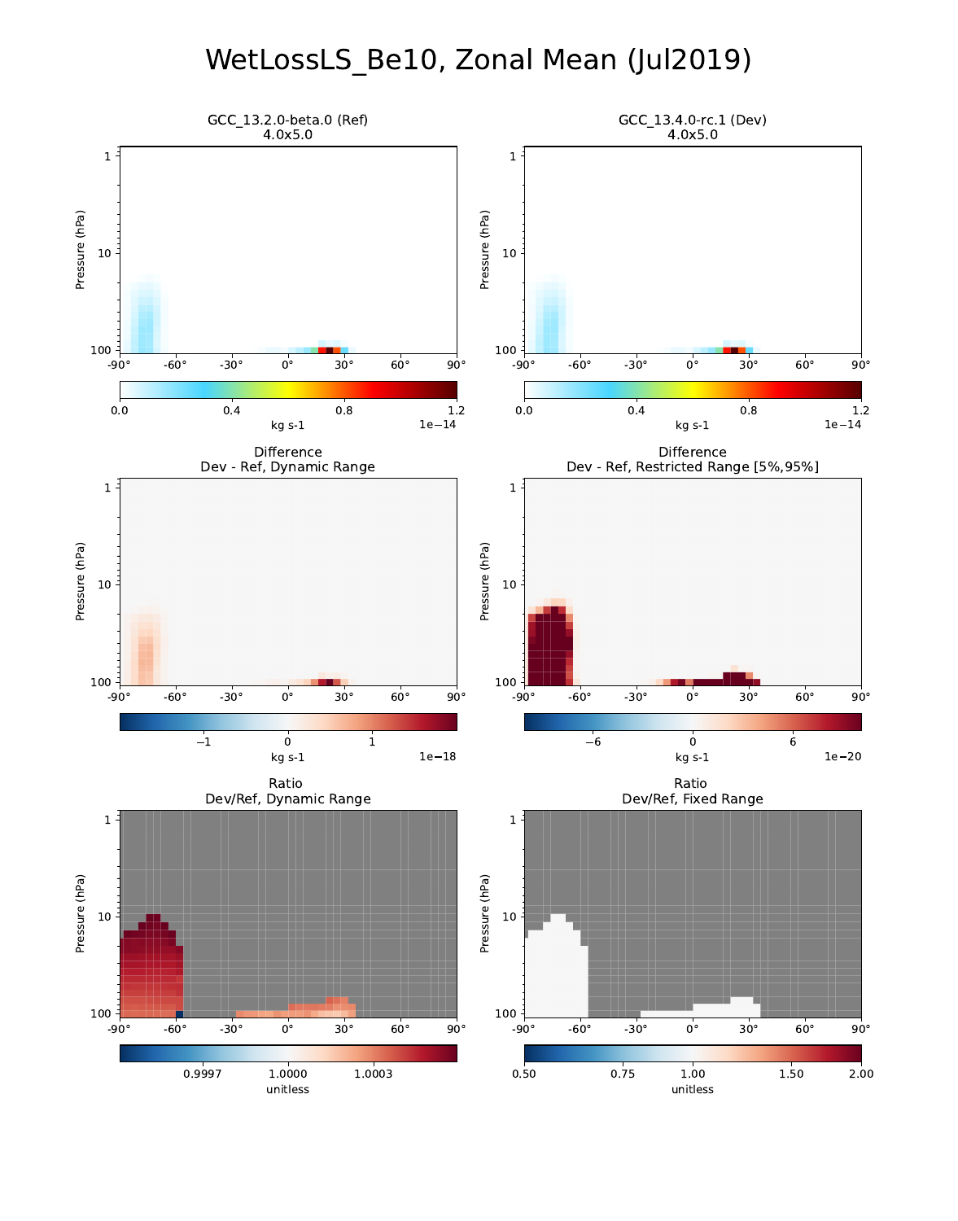# WetLossLS_Be10, Zonal Mean (Jul2019)

GCC_13.2.0-beta.0 (Ref)
4.0x5.0

GCC_13.4.0-rc.1 (Dev)
4.0x5.0

Difference
Dev - Ref, Dynamic Range

Difference
Dev - Ref, Restricted Range [5%,95%]

Ratio
Dev/Ref, Dynamic Range

Ratio
Dev/Ref, Fixed Range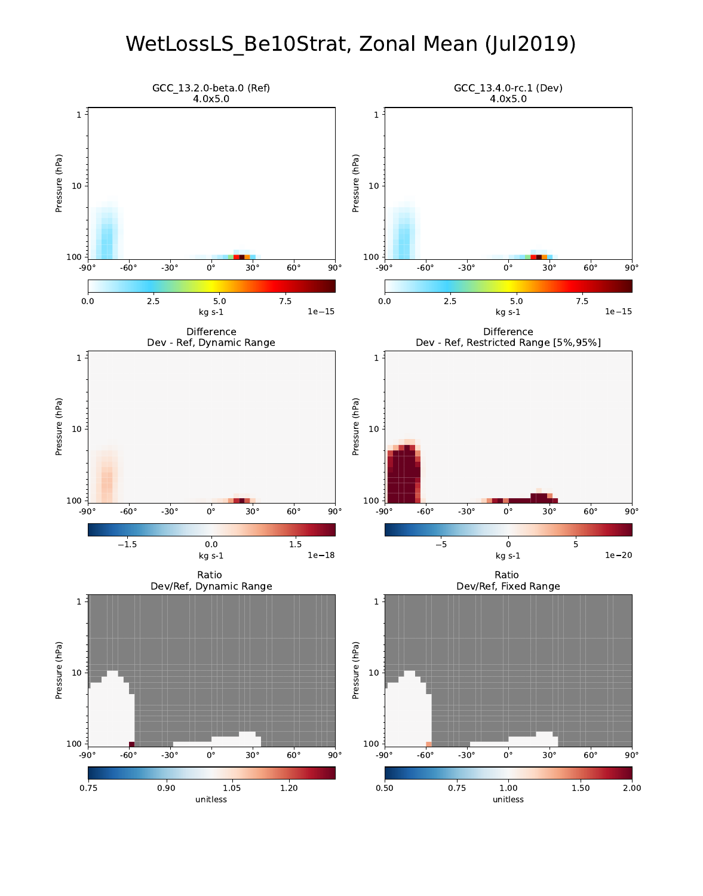# WetLossLS_Be10Strat, Zonal Mean (Jul2019)

GCC_13.2.0-beta.0 (Ref)
4.0x5.0

GCC_13.4.0-rc.1 (Dev)
4.0x5.0

Difference
Dev - Ref, Dynamic Range

Difference
Dev - Ref, Restricted Range [5%,95%]

Ratio
Dev/Ref, Dynamic Range

Ratio
Dev/Ref, Fixed Range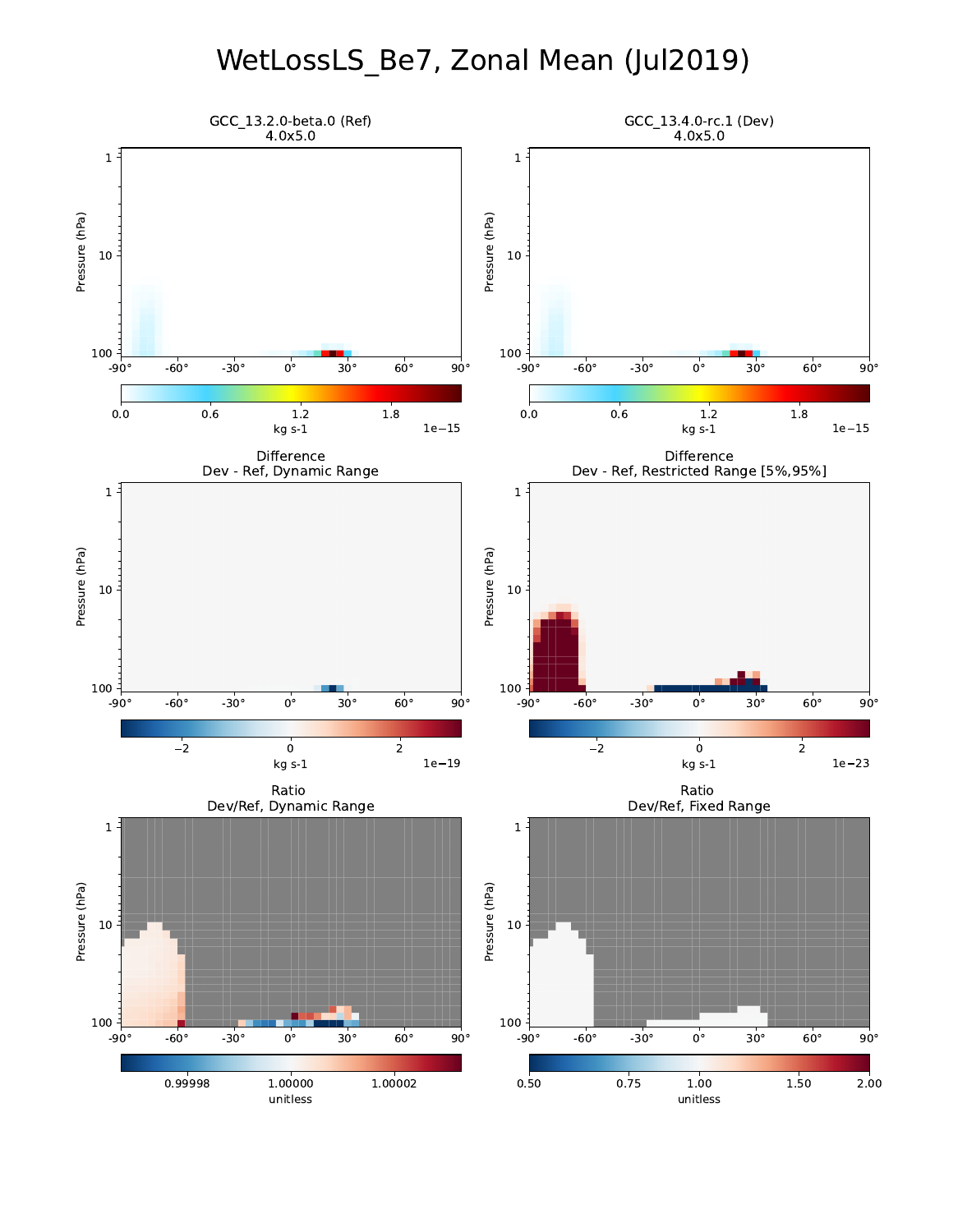# WetLossLS_Be7, Zonal Mean (Jul2019)

GCC_13.2.0-beta.0 (Ref)
4.0x5.0

GCC_13.4.0-rc.1 (Dev)
4.0x5.0

Difference
Dev - Ref, Dynamic Range

Difference
Dev - Ref, Restricted Range [5%,95%]

Ratio
Dev/Ref, Dynamic Range

Ratio
Dev/Ref, Fixed Range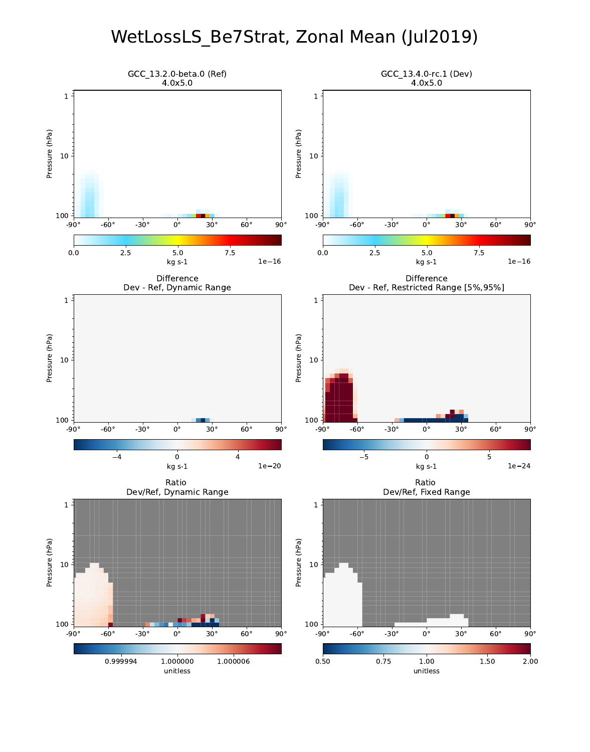# WetLossLS_Be7Strat, Zonal Mean (Jul2019)

GCC_13.2.0-beta.0 (Ref)
4.0x5.0

GCC_13.4.0-rc.1 (Dev)
4.0x5.0

Difference
Dev - Ref, Dynamic Range

Difference
Dev - Ref, Restricted Range [5%,95%]

Ratio
Dev/Ref, Dynamic Range

Ratio
Dev/Ref, Fixed Range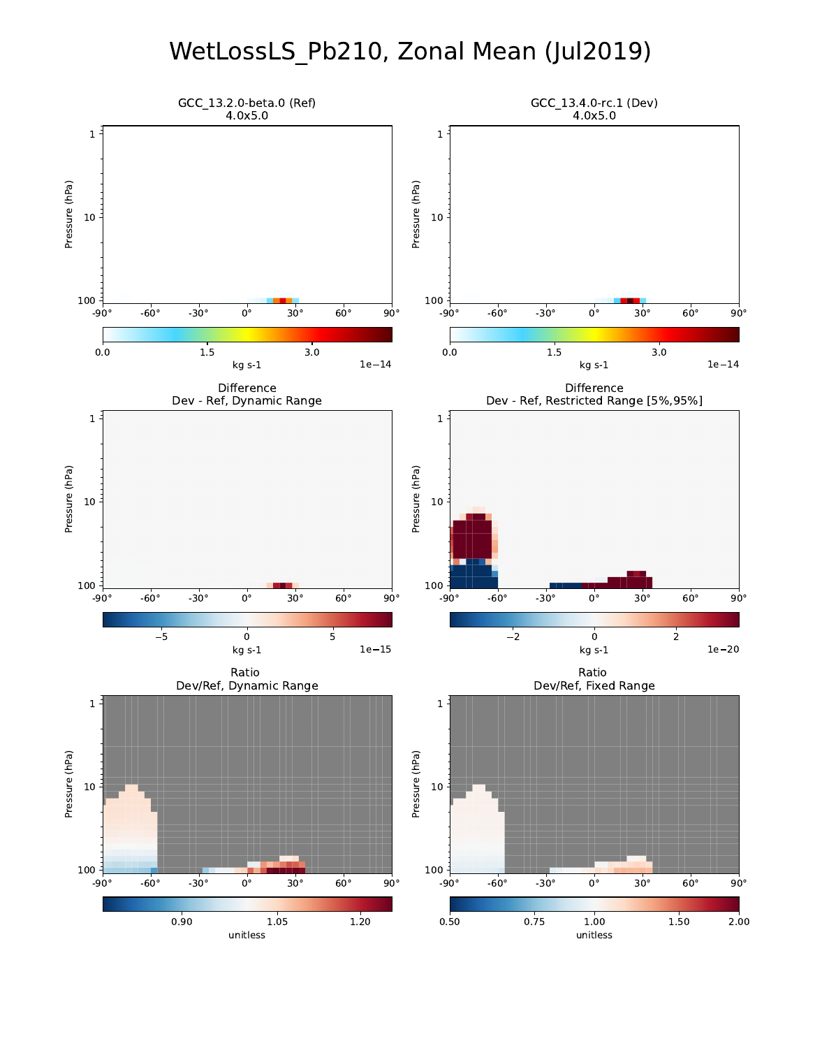# WetLossLS_Pb210, Zonal Mean (Jul2019)

GCC_13.2.0-beta.0 (Ref)
4.0x5.0

GCC_13.4.0-rc.1 (Dev)
4.0x5.0

Difference
Dev - Ref, Dynamic Range

Difference
Dev - Ref, Restricted Range [5%,95%]

Ratio
Dev/Ref, Dynamic Range

Ratio
Dev/Ref, Fixed Range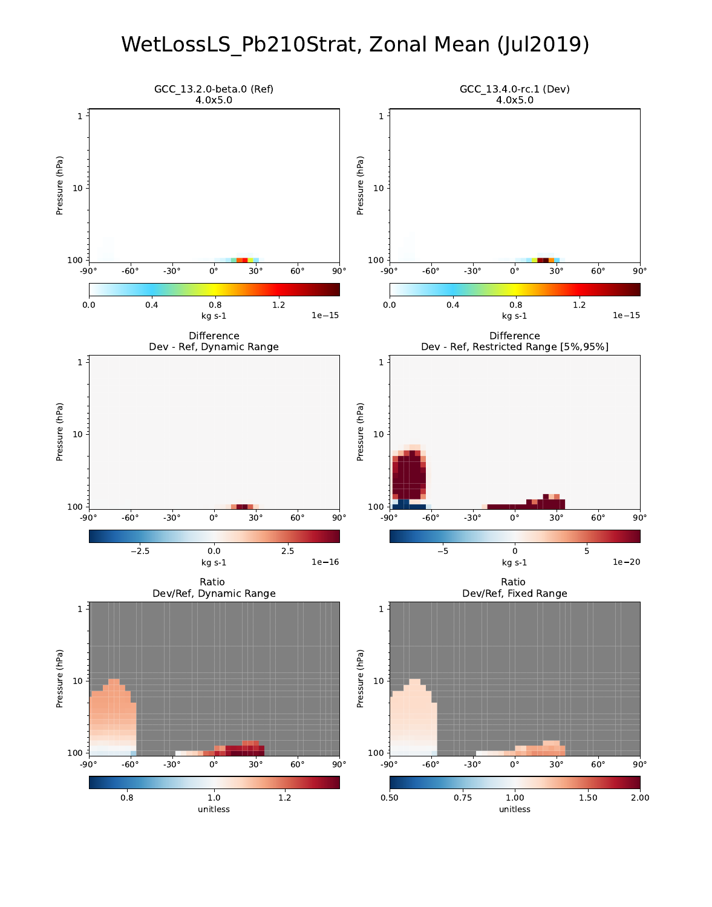# WetLossLS_Pb210Strat, Zonal Mean (Jul2019)

GCC_13.2.0-beta.0 (Ref)
4.0x5.0

Pressure (hPa)
1
10
100
-90° -60° -30° 0° 30° 60° 90°
0.0 0.4 0.8 1.2
kg s-1
1e−15

GCC_13.4.0-rc.1 (Dev)
4.0x5.0

Pressure (hPa)
1
10
100
-90° -60° -30° 0° 30° 60° 90°
0.0 0.4 0.8 1.2
kg s-1
1e−15

Difference
Dev - Ref, Dynamic Range

Pressure (hPa)
1
10
100
-90° -60° -30° 0° 30° 60° 90°
−2.5 0.0 2.5
kg s-1
1e−16

Difference
Dev - Ref, Restricted Range [5%,95%]

Pressure (hPa)
1
10
100
-90° -60° -30° 0° 30° 60° 90°
−5 0 5
kg s-1
1e−20

Ratio
Dev/Ref, Dynamic Range

Pressure (hPa)
1
10
100
-90° -60° -30° 0° 30° 60° 90°
0.8 1.0 1.2
unitless

Ratio
Dev/Ref, Fixed Range

Pressure (hPa)
1
10
100
-90° -60° -30° 0° 30° 60° 90°
0.50 0.75 1.00 1.50 2.00
unitless